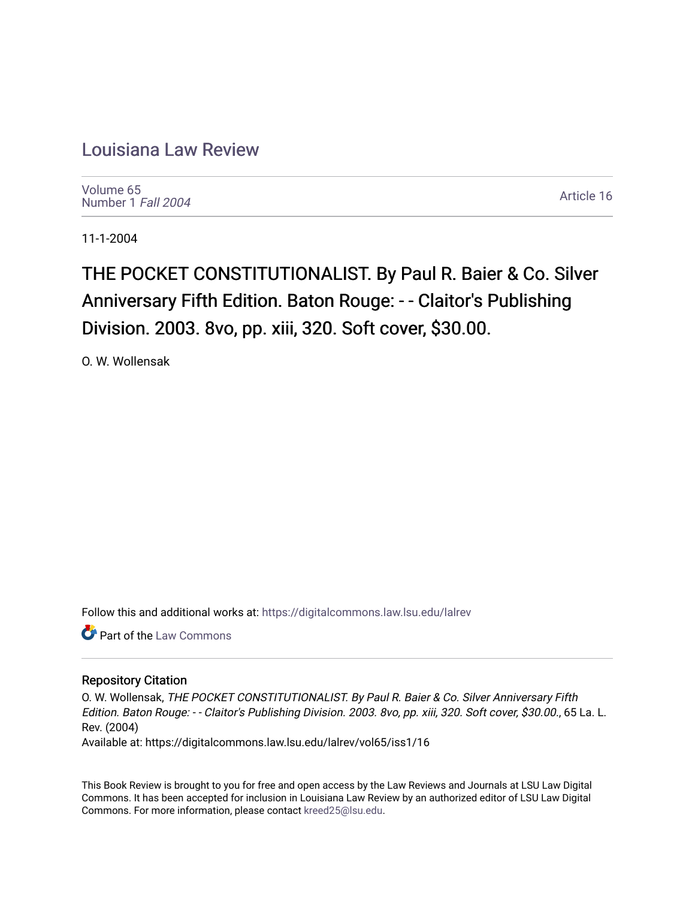# Louisiana Law Review

Volume 65
Number 1 *Fall 2004*

Article 16

11-1-2004

## THE POCKET CONSTITUTIONALIST. By Paul R. Baier & Co. Silver Anniversary Fifth Edition. Baton Rouge: - - Claitor's Publishing Division. 2003. 8vo, pp. xiii, 320. Soft cover, $30.00.

O. W. Wollensak

Follow this and additional works at: https://digitalcommons.law.lsu.edu/lalrev

Part of the Law Commons

### Repository Citation

O. W. Wollensak, *THE POCKET CONSTITUTIONALIST. By Paul R. Baier & Co. Silver Anniversary Fifth Edition. Baton Rouge: - - Claitor's Publishing Division. 2003. 8vo, pp. xiii, 320. Soft cover, $30.00.*, 65 La. L. Rev. (2004)
Available at: https://digitalcommons.law.lsu.edu/lalrev/vol65/iss1/16

This Book Review is brought to you for free and open access by the Law Reviews and Journals at LSU Law Digital Commons. It has been accepted for inclusion in Louisiana Law Review by an authorized editor of LSU Law Digital Commons. For more information, please contact kreed25@lsu.edu.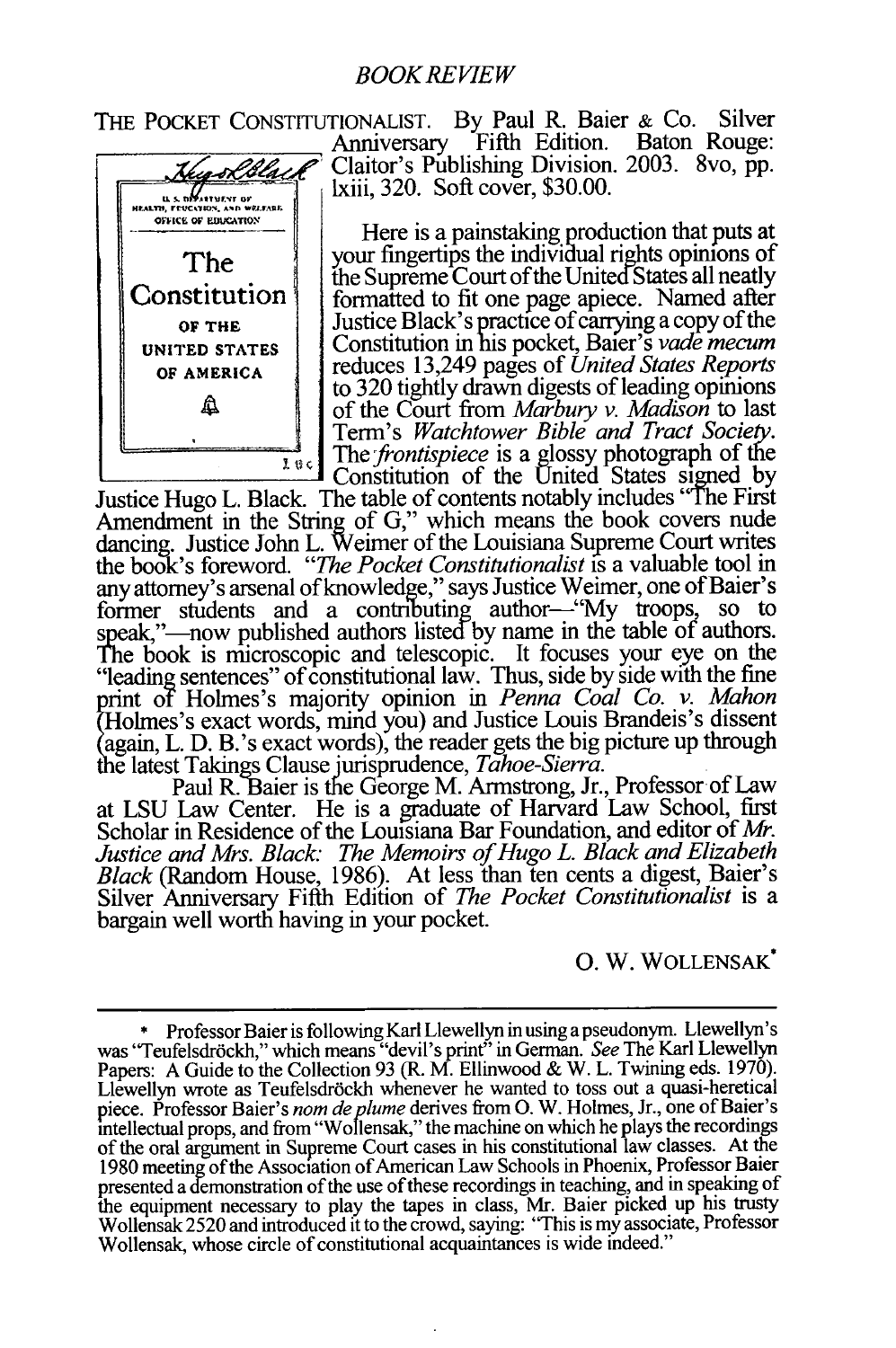*BOOK REVIEW*

THE POCKET CONSTITUTIONALIST. By Paul R. Baier & Co. Silver Anniversary Fifth Edition. Baton Rouge: Claitor's Publishing Division. 2003. 8vo, pp. lxiii, 320. Soft cover, $30.00.

Here is a painstaking production that puts at your fingertips the individual rights opinions of the Supreme Court of the United States all neatly formatted to fit one page apiece. Named after Justice Black's practice of carrying a copy of the Constitution in his pocket, Baier's *vade mecum* reduces 13,249 pages of *United States Reports* to 320 tightly drawn digests of leading opinions of the Court from *Marbury v. Madison* to last Term's *Watchtower Bible and Tract Society*. The *frontispiece* is a glossy photograph of the Constitution of the United States signed by Justice Hugo L. Black. The table of contents notably includes "The First Amendment in the String of G," which means the book covers nude dancing. Justice John L. Weimer of the Louisiana Supreme Court writes the book's foreword. "*The Pocket Constitutionalist* is a valuable tool in any attorney's arsenal of knowledge," says Justice Weimer, one of Baier's former students and a contributing author—"My troops, so to speak,"—now published authors listed by name in the table of authors. The book is microscopic and telescopic. It focuses your eye on the "leading sentences" of constitutional law. Thus, side by side with the fine print of Holmes's majority opinion in *Penna Coal Co. v. Mahon* (Holmes's exact words, mind you) and Justice Louis Brandeis's dissent (again, L. D. B.'s exact words), the reader gets the big picture up through the latest Takings Clause jurisprudence, *Tahoe-Sierra*.

Paul R. Baier is the George M. Armstrong, Jr., Professor of Law at LSU Law Center. He is a graduate of Harvard Law School, first Scholar in Residence of the Louisiana Bar Foundation, and editor of *Mr. Justice and Mrs. Black: The Memoirs of Hugo L. Black and Elizabeth Black* (Random House, 1986). At less than ten cents a digest, Baier's Silver Anniversary Fifth Edition of *The Pocket Constitutionalist* is a bargain well worth having in your pocket.

O. W. WOLLENSAK*

---

\* Professor Baier is following Karl Llewellyn in using a pseudonym. Llewellyn's was "Teufelsdröckh," which means "devil's print" in German. *See* The Karl Llewellyn Papers: A Guide to the Collection 93 (R. M. Ellinwood & W. L. Twining eds. 1970). Llewellyn wrote as Teufelsdröckh whenever he wanted to toss out a quasi-heretical piece. Professor Baier's *nom de plume* derives from O. W. Holmes, Jr., one of Baier's intellectual props, and from "Wollensak," the machine on which he plays the recordings of the oral argument in Supreme Court cases in his constitutional law classes. At the 1980 meeting of the Association of American Law Schools in Phoenix, Professor Baier presented a demonstration of the use of these recordings in teaching, and in speaking of the equipment necessary to play the tapes in class, Mr. Baier picked up his trusty Wollensak 2520 and introduced it to the crowd, saying: "This is my associate, Professor Wollensak, whose circle of constitutional acquaintances is wide indeed."